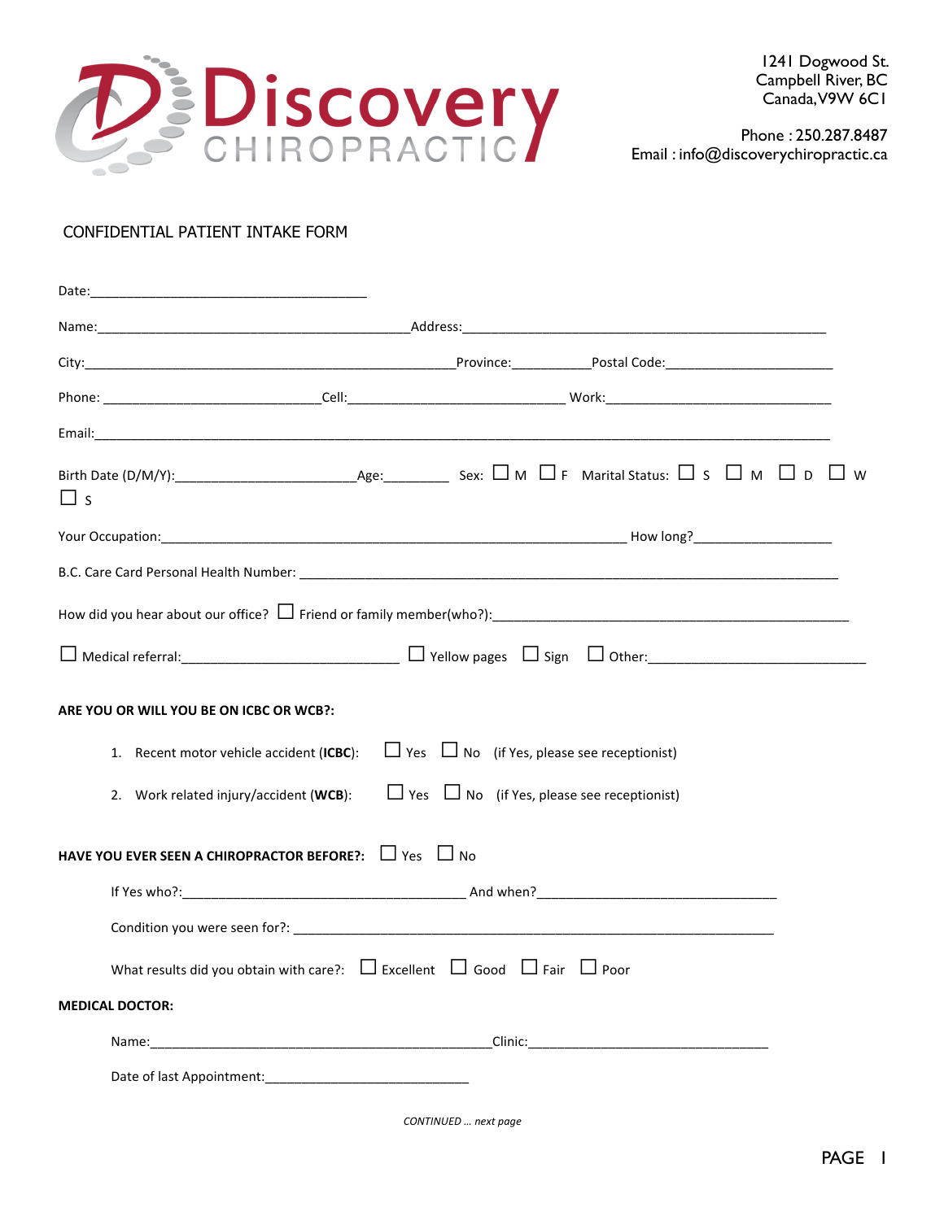# Discovery CHIROPRACTIC

1241 Dogwood St.
Campbell River, BC
Canada, V9W 6C1

Phone : 250.287.8487
Email : info@discoverychiropractic.ca

CONFIDENTIAL PATIENT INTAKE FORM

Date:_______________________________________

Name:____________________________________________Address:___________________________________________________

City:____________________________________________________Province:__________Postal Code:______________________

Phone: ____________________________Cell:_____________________________ Work:________________________________

Email:_____________________________________________________________________________________________________

Birth Date (D/M/Y):________________________Age:_________ Sex: ☐ M ☐ F Marital Status: ☐ S ☐ M ☐ D ☐ W ☐ S

Your Occupation:_________________________________________________________________ How long?___________________

B.C. Care Card Personal Health Number: ___________________________________________________________________________

How did you hear about our office? ☐ Friend or family member(who?):_____________________________________________________

☐ Medical referral:______________________________ ☐ Yellow pages ☐ Sign ☐ Other:______________________________

**ARE YOU OR WILL YOU BE ON ICBC OR WCB?:**

1. Recent motor vehicle accident (**ICBC**): ☐ Yes ☐ No (if Yes, please see receptionist)
2. Work related injury/accident (**WCB**): ☐ Yes ☐ No (if Yes, please see receptionist)

**HAVE YOU EVER SEEN A CHIROPRACTOR BEFORE?:** ☐ Yes ☐ No

If Yes who?:________________________________________ And when?_________________________________

Condition you were seen for?: __________________________________________________________________

What results did you obtain with care?: ☐ Excellent ☐ Good ☐ Fair ☐ Poor

**MEDICAL DOCTOR:**

Name:_________________________________________________Clinic:__________________________________

Date of last Appointment:____________________________

*CONTINUED … next page*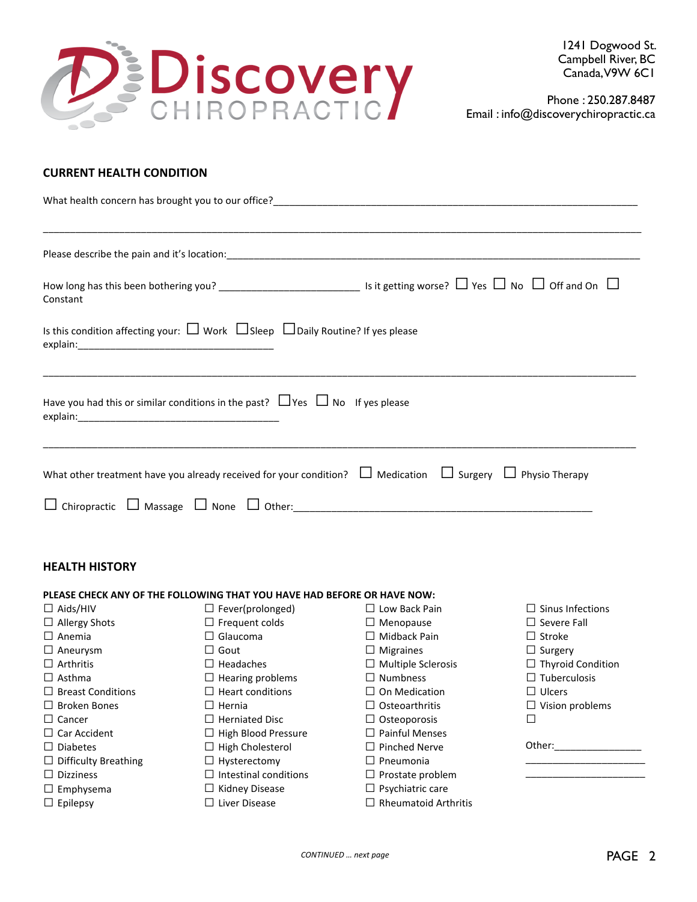1241 Dogwood St.
Campbell River, BC
Canada, V9W 6C1

Phone : 250.287.8487
Email : info@discoverychiropractic.ca

## CURRENT HEALTH CONDITION

What health concern has brought you to our office?____________________________________________________________________

______________________________________________________________________________________________

Please describe the pain and it's location:_____________________________________________________________________

How long has this been bothering you? _________________________ Is it getting worse? ☐ Yes ☐ No ☐ Off and On ☐ Constant

Is this condition affecting your: ☐ Work ☐ Sleep ☐ Daily Routine? If yes please explain:___________________________________

______________________________________________________________________________________________

Have you had this or similar conditions in the past? ☐ Yes ☐ No If yes please explain:_____________________________________

______________________________________________________________________________________________

What other treatment have you already received for your condition? ☐ Medication ☐ Surgery ☐ Physio Therapy

☐ Chiropractic ☐ Massage ☐ None ☐ Other:_____________________________________________________

## HEALTH HISTORY

**PLEASE CHECK ANY OF THE FOLLOWING THAT YOU HAVE HAD BEFORE OR HAVE NOW:**

| | | | |
|---|---|---|---|
| ☐ Aids/HIV | ☐ Fever(prolonged) | ☐ Low Back Pain | ☐ Sinus Infections |
| ☐ Allergy Shots | ☐ Frequent colds | ☐ Menopause | ☐ Severe Fall |
| ☐ Anemia | ☐ Glaucoma | ☐ Midback Pain | ☐ Stroke |
| ☐ Aneurysm | ☐ Gout | ☐ Migraines | ☐ Surgery |
| ☐ Arthritis | ☐ Headaches | ☐ Multiple Sclerosis | ☐ Thyroid Condition |
| ☐ Asthma | ☐ Hearing problems | ☐ Numbness | ☐ Tuberculosis |
| ☐ Breast Conditions | ☐ Heart conditions | ☐ On Medication | ☐ Ulcers |
| ☐ Broken Bones | ☐ Hernia | ☐ Osteoarthritis | ☐ Vision problems |
| ☐ Cancer | ☐ Herniated Disc | ☐ Osteoporosis | ☐ |
| ☐ Car Accident | ☐ High Blood Pressure | ☐ Painful Menses | |
| ☐ Diabetes | ☐ High Cholesterol | ☐ Pinched Nerve | Other:________________ |
| ☐ Difficulty Breathing | ☐ Hysterectomy | ☐ Pneumonia | ______________________ |
| ☐ Dizziness | ☐ Intestinal conditions | ☐ Prostate problem | ______________________ |
| ☐ Emphysema | ☐ Kidney Disease | ☐ Psychiatric care | |
| ☐ Epilepsy | ☐ Liver Disease | ☐ Rheumatoid Arthritis | |

*CONTINUED … next page*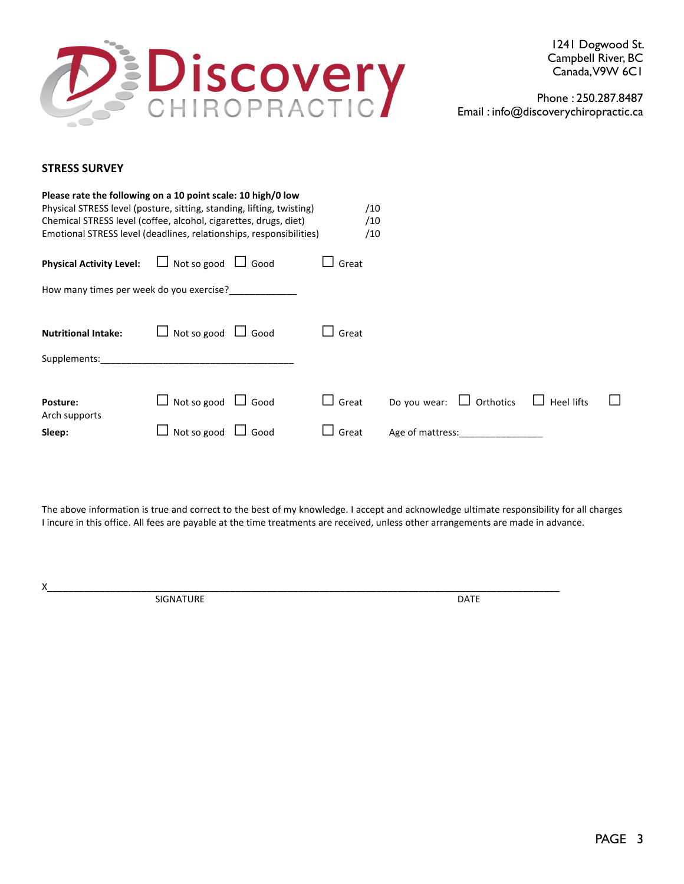Discovery CHIROPRACTIC

1241 Dogwood St.
Campbell River, BC
Canada, V9W 6C1

Phone : 250.287.8487
Email : info@discoverychiropractic.ca

## STRESS SURVEY

**Please rate the following on a 10 point scale: 10 high/0 low**

Physical STRESS level (posture, sitting, standing, lifting, twisting) /10
Chemical STRESS level (coffee, alcohol, cigarettes, drugs, diet) /10
Emotional STRESS level (deadlines, relationships, responsibilities) /10

**Physical Activity Level:** ☐ Not so good ☐ Good ☐ Great

How many times per week do you exercise?_____________

**Nutritional Intake:** ☐ Not so good ☐ Good ☐ Great

Supplements:_______________________________________

**Posture:** ☐ Not so good ☐ Good ☐ Great Do you wear: ☐ Orthotics ☐ Heel lifts ☐ Arch supports

**Sleep:** ☐ Not so good ☐ Good ☐ Great Age of mattress:________________

The above information is true and correct to the best of my knowledge. I accept and acknowledge ultimate responsibility for all charges I incure in this office. All fees are payable at the time treatments are received, unless other arrangements are made in advance.

X_____________________________________________________________________________________________

SIGNATURE DATE